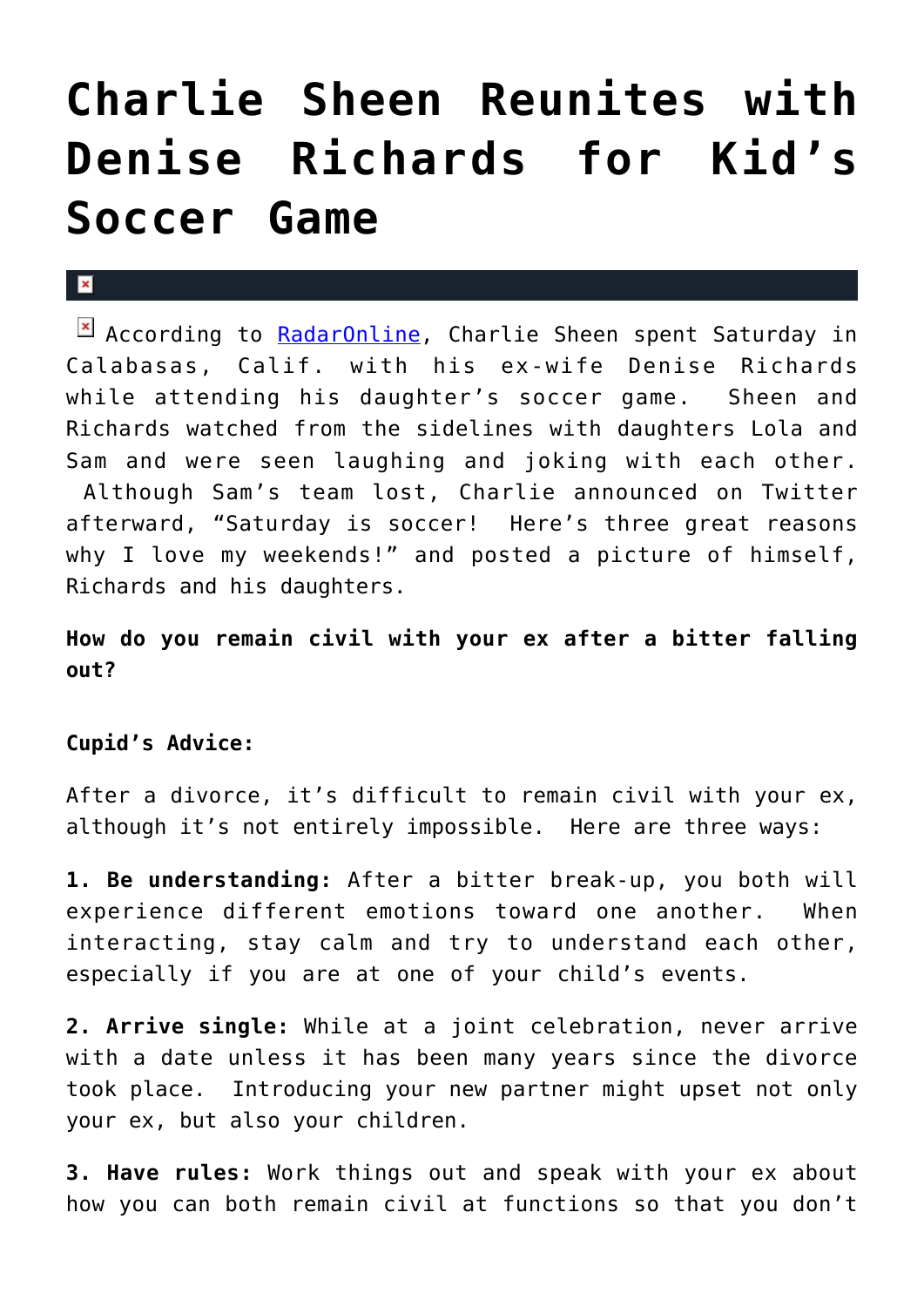# Charlie Sheen Reunites with Denise Richards for Kid's Soccer Game

According to RadarOnline, Charlie Sheen spent Saturday in Calabasas, Calif. with his ex-wife Denise Richards while attending his daughter's soccer game. Sheen and Richards watched from the sidelines with daughters Lola and Sam and were seen laughing and joking with each other. Although Sam's team lost, Charlie announced on Twitter afterward, "Saturday is soccer! Here's three great reasons why I love my weekends!" and posted a picture of himself, Richards and his daughters.

**How do you remain civil with your ex after a bitter falling out?**

**Cupid's Advice:**

After a divorce, it's difficult to remain civil with your ex, although it's not entirely impossible. Here are three ways:

**1. Be understanding:** After a bitter break-up, you both will experience different emotions toward one another. When interacting, stay calm and try to understand each other, especially if you are at one of your child's events.

**2. Arrive single:** While at a joint celebration, never arrive with a date unless it has been many years since the divorce took place. Introducing your new partner might upset not only your ex, but also your children.

**3. Have rules:** Work things out and speak with your ex about how you can both remain civil at functions so that you don't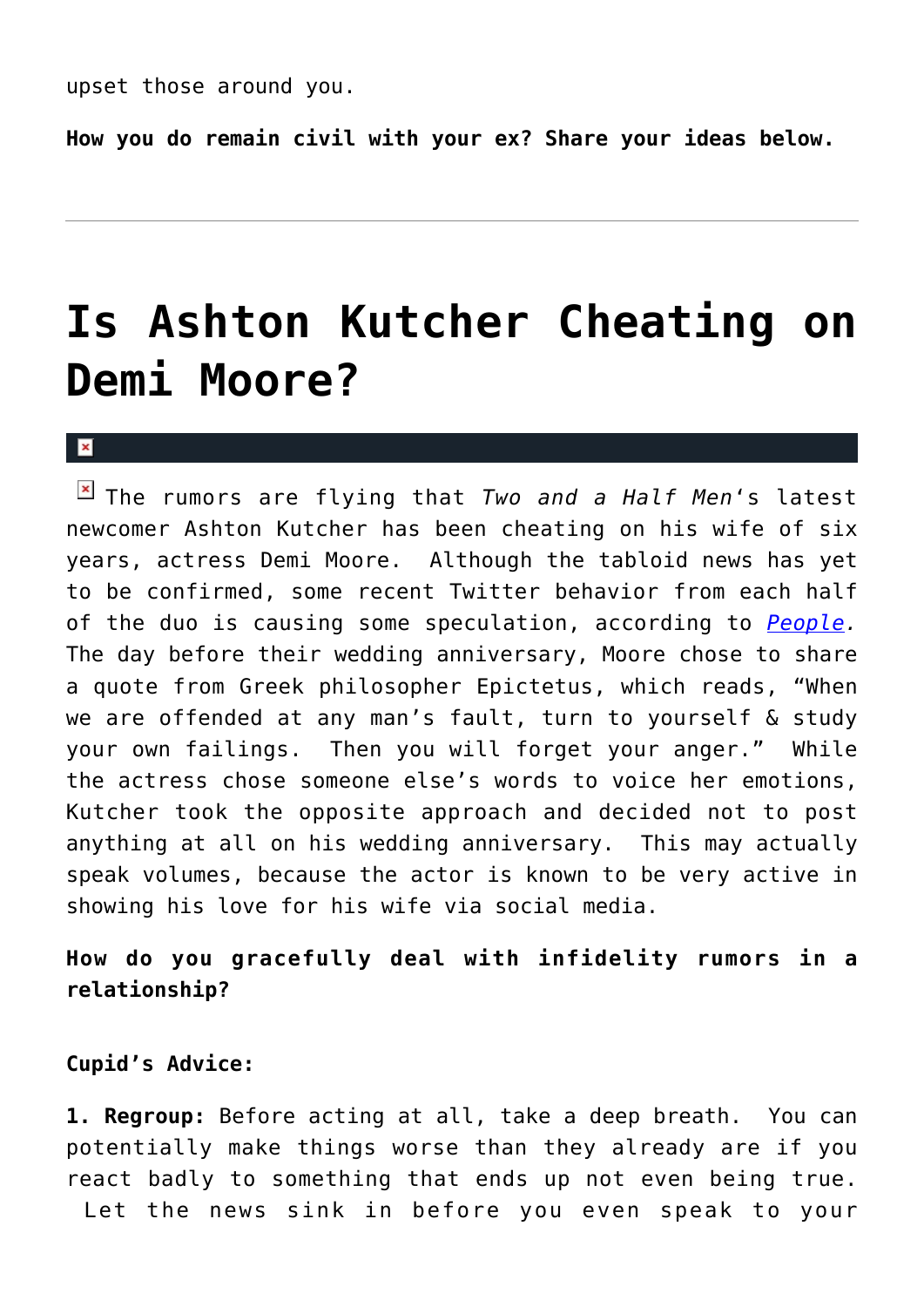upset those around you.

**How you do remain civil with your ex? Share your ideas below.**

---

# Is Ashton Kutcher Cheating on Demi Moore?

The rumors are flying that *Two and a Half Men*'s latest newcomer Ashton Kutcher has been cheating on his wife of six years, actress Demi Moore. Although the tabloid news has yet to be confirmed, some recent Twitter behavior from each half of the duo is causing some speculation, according to *People*. The day before their wedding anniversary, Moore chose to share a quote from Greek philosopher Epictetus, which reads, "When we are offended at any man's fault, turn to yourself & study your own failings. Then you will forget your anger." While the actress chose someone else's words to voice her emotions, Kutcher took the opposite approach and decided not to post anything at all on his wedding anniversary. This may actually speak volumes, because the actor is known to be very active in showing his love for his wife via social media.

**How do you gracefully deal with infidelity rumors in a relationship?**

**Cupid's Advice:**

**1. Regroup:** Before acting at all, take a deep breath. You can potentially make things worse than they already are if you react badly to something that ends up not even being true. Let the news sink in before you even speak to your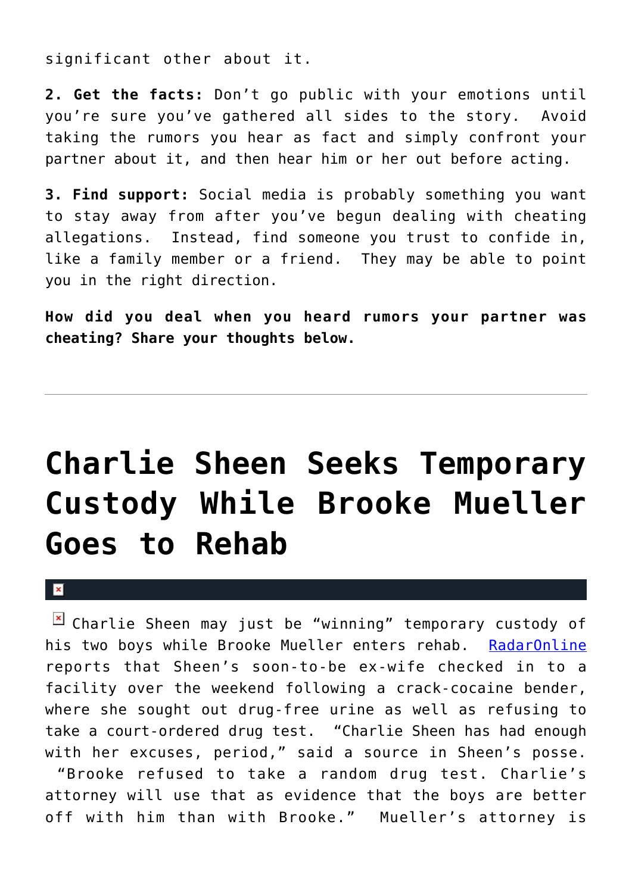significant other about it.

**2. Get the facts:** Don't go public with your emotions until you're sure you've gathered all sides to the story. Avoid taking the rumors you hear as fact and simply confront your partner about it, and then hear him or her out before acting.

**3. Find support:** Social media is probably something you want to stay away from after you've begun dealing with cheating allegations. Instead, find someone you trust to confide in, like a family member or a friend. They may be able to point you in the right direction.

**How did you deal when you heard rumors your partner was cheating? Share your thoughts below.**

---

# Charlie Sheen Seeks Temporary Custody While Brooke Mueller Goes to Rehab

Charlie Sheen may just be "winning" temporary custody of his two boys while Brooke Mueller enters rehab. RadarOnline reports that Sheen's soon-to-be ex-wife checked in to a facility over the weekend following a crack-cocaine bender, where she sought out drug-free urine as well as refusing to take a court-ordered drug test. "Charlie Sheen has had enough with her excuses, period," said a source in Sheen's posse. "Brooke refused to take a random drug test. Charlie's attorney will use that as evidence that the boys are better off with him than with Brooke." Mueller's attorney is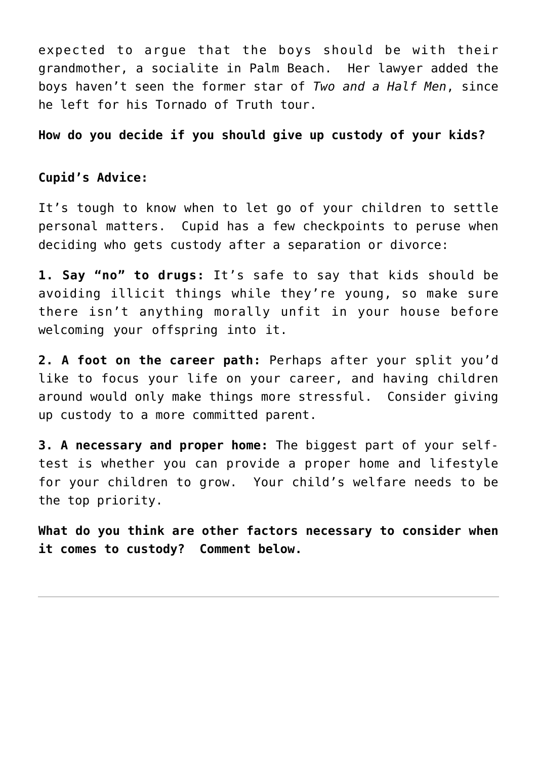expected to argue that the boys should be with their grandmother, a socialite in Palm Beach. Her lawyer added the boys haven't seen the former star of *Two and a Half Men*, since he left for his Tornado of Truth tour.

**How do you decide if you should give up custody of your kids?**

**Cupid's Advice:**

It's tough to know when to let go of your children to settle personal matters. Cupid has a few checkpoints to peruse when deciding who gets custody after a separation or divorce:

**1. Say "no" to drugs:** It's safe to say that kids should be avoiding illicit things while they're young, so make sure there isn't anything morally unfit in your house before welcoming your offspring into it.

**2. A foot on the career path:** Perhaps after your split you'd like to focus your life on your career, and having children around would only make things more stressful. Consider giving up custody to a more committed parent.

**3. A necessary and proper home:** The biggest part of your self-test is whether you can provide a proper home and lifestyle for your children to grow. Your child's welfare needs to be the top priority.

**What do you think are other factors necessary to consider when it comes to custody? Comment below.**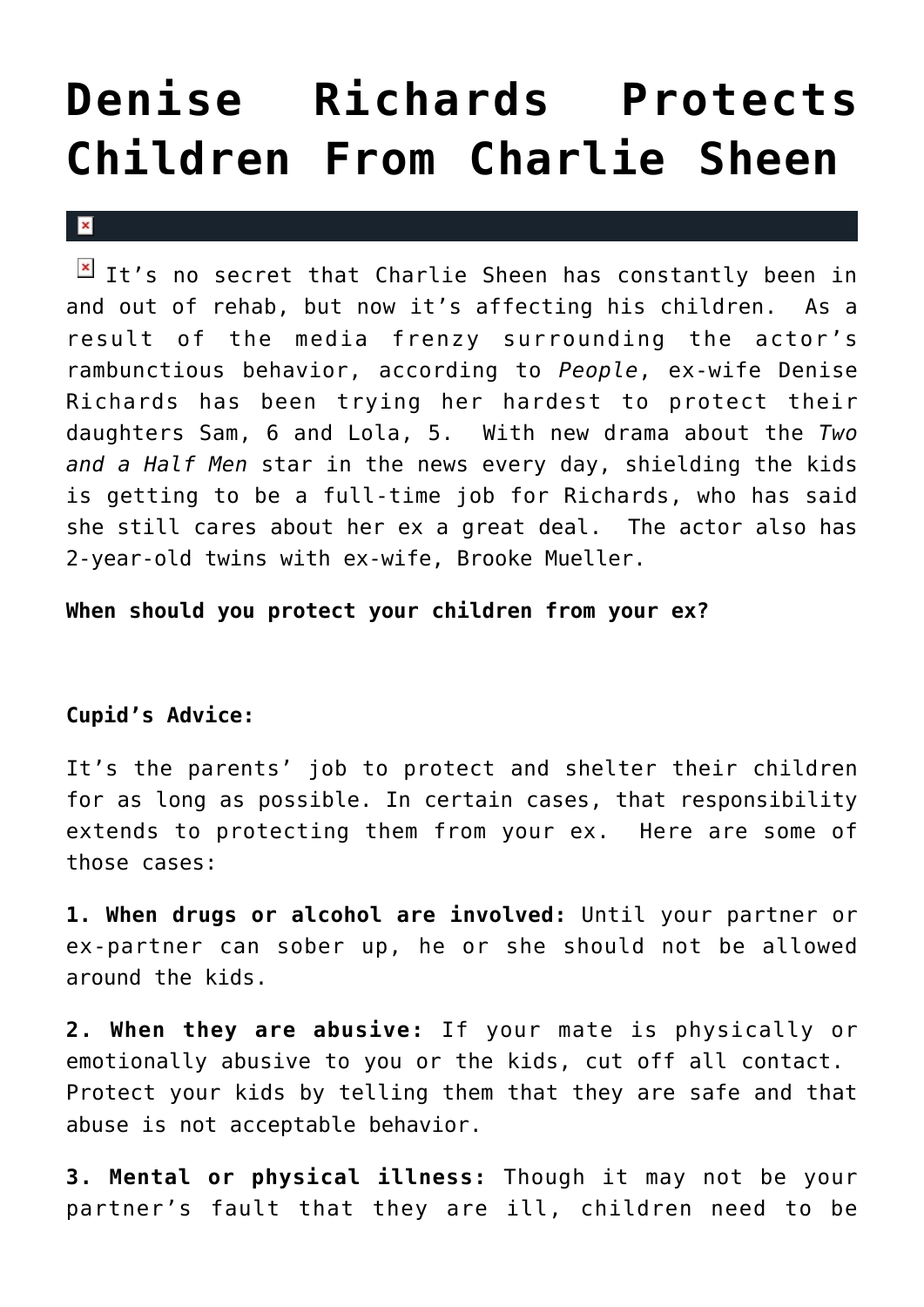# Denise Richards Protects Children From Charlie Sheen

It's no secret that Charlie Sheen has constantly been in and out of rehab, but now it's affecting his children. As a result of the media frenzy surrounding the actor's rambunctious behavior, according to *People*, ex-wife Denise Richards has been trying her hardest to protect their daughters Sam, 6 and Lola, 5. With new drama about the *Two and a Half Men* star in the news every day, shielding the kids is getting to be a full-time job for Richards, who has said she still cares about her ex a great deal. The actor also has 2-year-old twins with ex-wife, Brooke Mueller.

**When should you protect your children from your ex?**

**Cupid's Advice:**

It's the parents' job to protect and shelter their children for as long as possible. In certain cases, that responsibility extends to protecting them from your ex. Here are some of those cases:

**1. When drugs or alcohol are involved:** Until your partner or ex-partner can sober up, he or she should not be allowed around the kids.

**2. When they are abusive:** If your mate is physically or emotionally abusive to you or the kids, cut off all contact. Protect your kids by telling them that they are safe and that abuse is not acceptable behavior.

**3. Mental or physical illness:** Though it may not be your partner's fault that they are ill, children need to be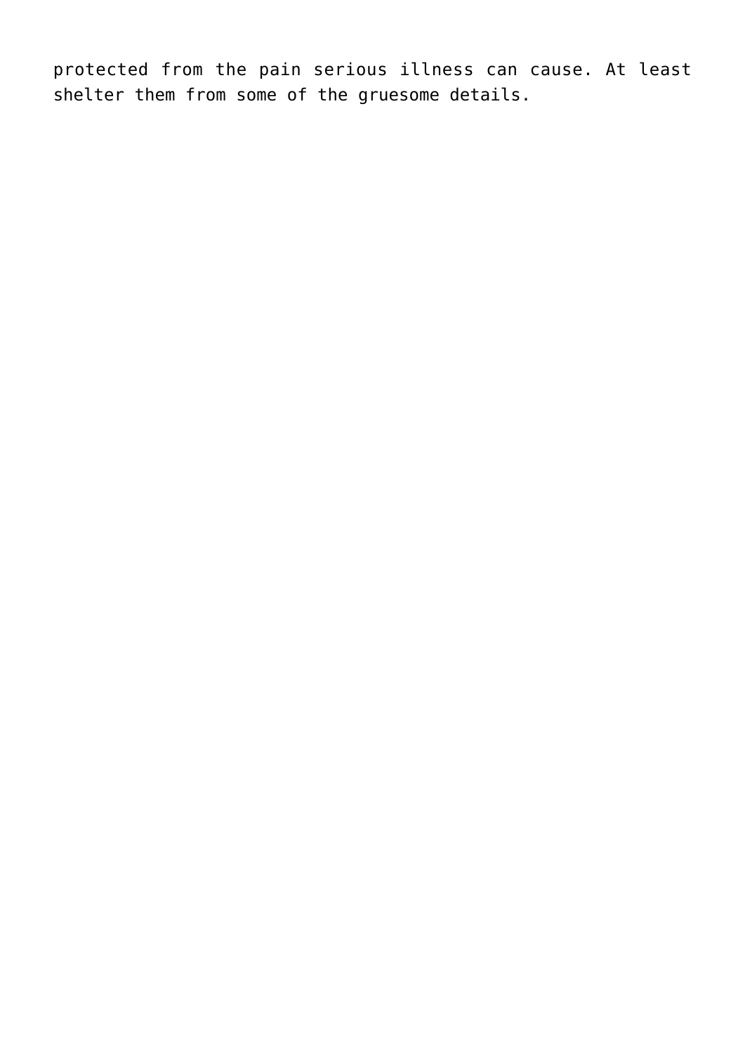protected from the pain serious illness can cause. At least shelter them from some of the gruesome details.